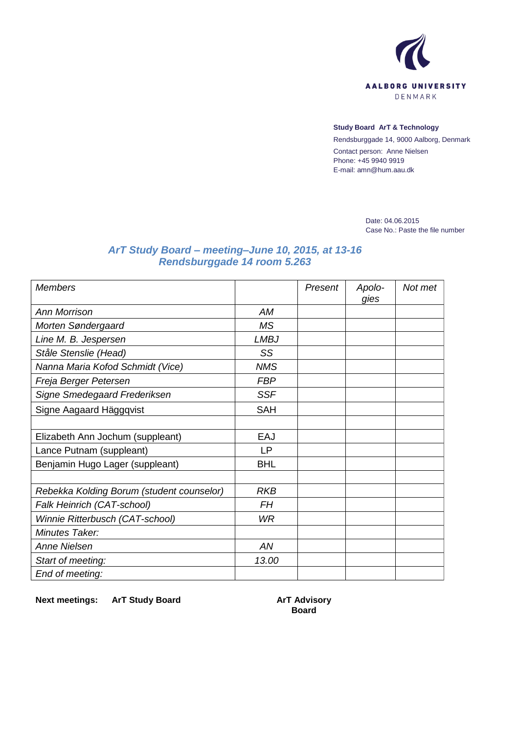AALBORG UNIVERSITY
DENMARK

**Study Board ArT & Technology**
Rendsburggade 14, 9000 Aalborg, Denmark
Contact person: Anne Nielsen
Phone: +45 9940 9919
E-mail: amn@hum.aau.dk

Date: 04.06.2015
Case No.: Paste the file number

## *ArT Study Board – meeting–June 10, 2015, at 13-16*
## *Rendsburggade 14 room 5.263*

| *Members* | | *Present* | *Apolo-gies* | *Not met* |
|---|---|---|---|---|
| *Ann Morrison* | *AM* | | | |
| *Morten Søndergaard* | *MS* | | | |
| *Line M. B. Jespersen* | *LMBJ* | | | |
| *Ståle Stenslie (Head)* | *SS* | | | |
| *Nanna Maria Kofod Schmidt (Vice)* | *NMS* | | | |
| *Freja Berger Petersen* | *FBP* | | | |
| *Signe Smedegaard Frederiksen* | *SSF* | | | |
| Signe Aagaard Häggqvist | SAH | | | |
| | | | | |
| Elizabeth Ann Jochum (suppleant) | EAJ | | | |
| Lance Putnam (suppleant) | LP | | | |
| Benjamin Hugo Lager (suppleant) | BHL | | | |
| | | | | |
| *Rebekka Kolding Borum (student counselor)* | *RKB* | | | |
| *Falk Heinrich (CAT-school)* | *FH* | | | |
| *Winnie Ritterbusch (CAT-school)* | *WR* | | | |
| *Minutes Taker:* | | | | |
| *Anne Nielsen* | *AN* | | | |
| *Start of meeting:* | *13.00* | | | |
| *End of meeting:* | | | | |

**Next meetings:** **ArT Study Board** **ArT Advisory Board**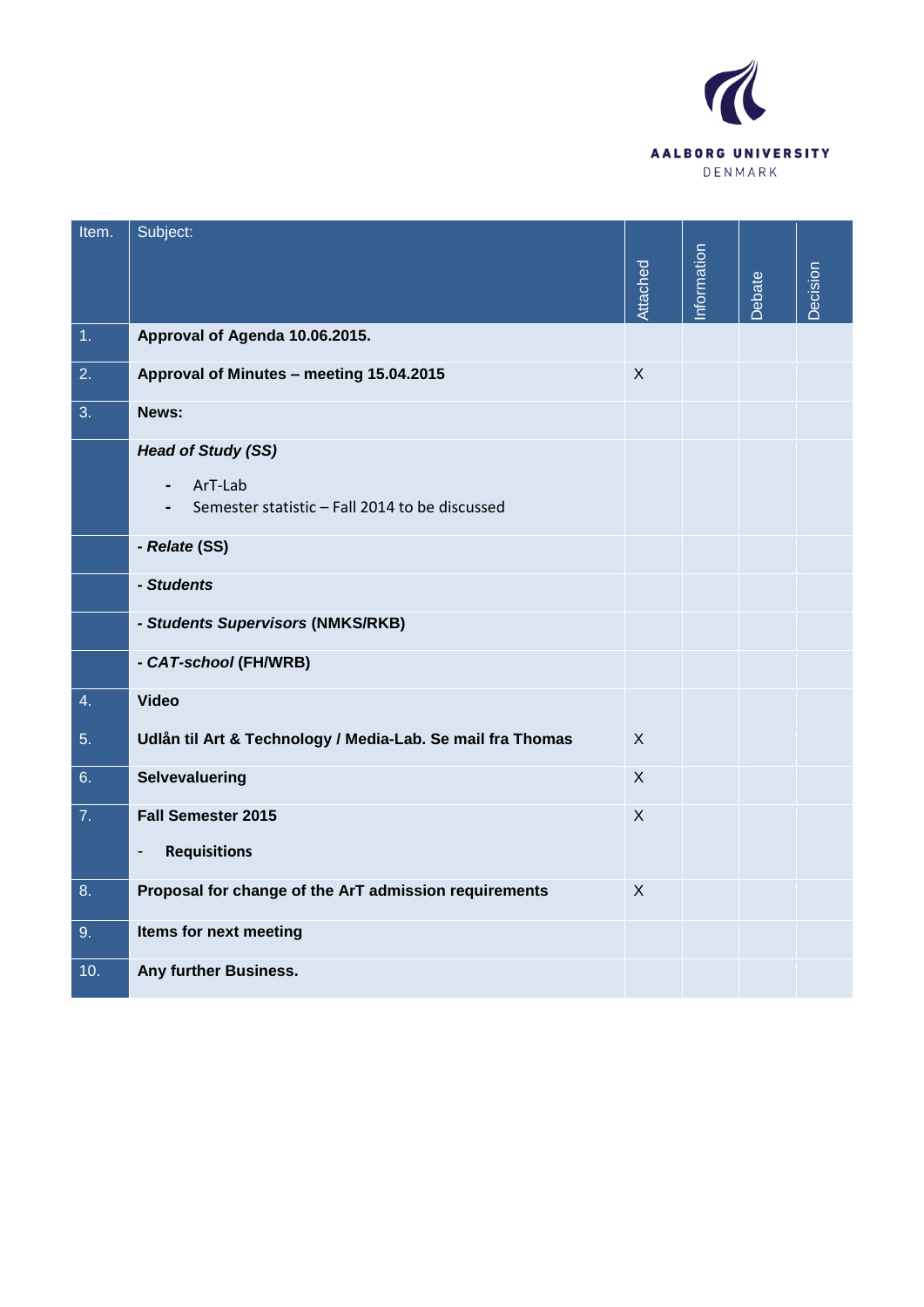| Item. | Subject: | Attached | Information | Debate | Decision |
|---|---|---|---|---|---|
| 1. | **Approval of Agenda 10.06.2015.** | | | | |
| 2. | **Approval of Minutes – meeting 15.04.2015** | X | | | |
| 3. | **News:** | | | | |
| | ***Head of Study (SS)*** <br> - ArT-Lab <br> - Semester statistic – Fall 2014 to be discussed | | | | |
| | ***- Relate* (SS)** | | | | |
| | ***- Students*** | | | | |
| | ***- Students Supervisors* (NMKS/RKB)** | | | | |
| | ***- CAT-school* (FH/WRB)** | | | | |
| 4. | **Video** | | | | |
| 5. | **Udlån til Art & Technology / Media-Lab. Se mail fra Thomas** | X | | | |
| 6. | **Selvevaluering** | X | | | |
| 7. | **Fall Semester 2015** <br> - **Requisitions** | X | | | |
| 8. | **Proposal for change of the ArT admission requirements** | X | | | |
| 9. | **Items for next meeting** | | | | |
| 10. | **Any further Business.** | | | | |